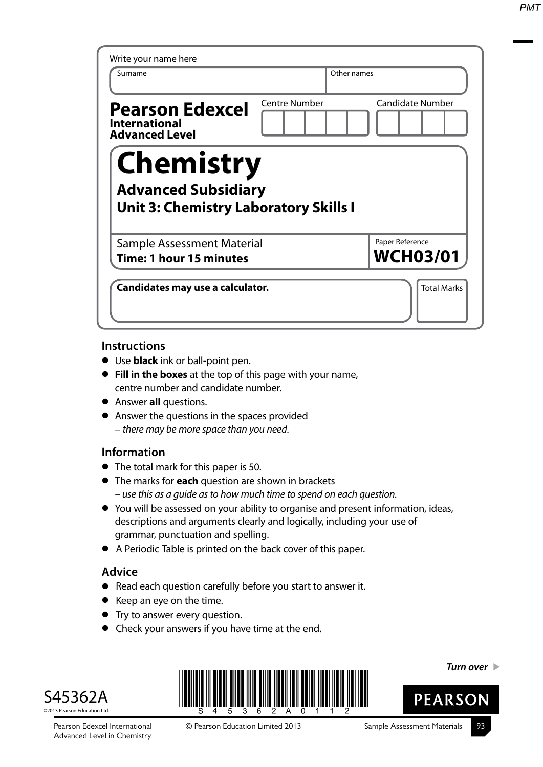Write your name here

| Surname | Other names |
| --- | --- |
| | |

**Pearson Edexcel**
**International Advanced Level**

| Centre Number | Candidate Number |
| --- | --- |
| | |

# Chemistry

## Advanced Subsidiary
## Unit 3: Chemistry Laboratory Skills I

Sample Assessment Material
**Time: 1 hour 15 minutes**

Paper Reference
**WCH03/01**

**Candidates may use a calculator.**

Total Marks

### Instructions

- Use **black** ink or ball-point pen.
- **Fill in the boxes** at the top of this page with your name, centre number and candidate number.
- Answer **all** questions.
- Answer the questions in the spaces provided
  – *there may be more space than you need.*

### Information

- The total mark for this paper is 50.
- The marks for **each** question are shown in brackets
  – *use this as a guide as to how much time to spend on each question.*
- You will be assessed on your ability to organise and present information, ideas, descriptions and arguments clearly and logically, including your use of grammar, punctuation and spelling.
- A Periodic Table is printed on the back cover of this paper.

### Advice

- Read each question carefully before you start to answer it.
- Keep an eye on the time.
- Try to answer every question.
- Check your answers if you have time at the end.

***Turn over***

S45362A

©2013 Pearson Education Ltd.

PEARSON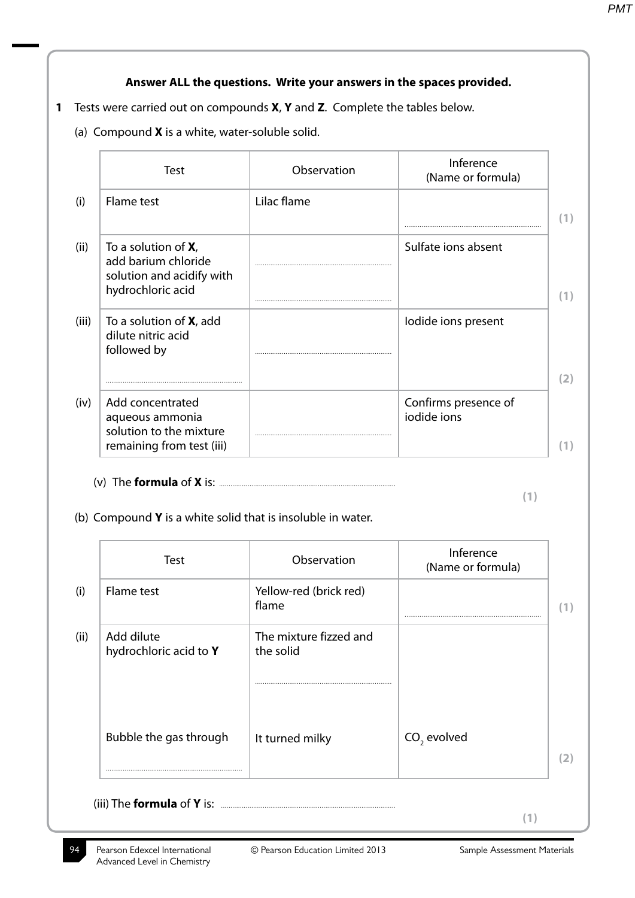**Answer ALL the questions. Write your answers in the spaces provided.**

**1** Tests were carried out on compounds **X**, **Y** and **Z**. Complete the tables below.

(a) Compound **X** is a white, water-soluble solid.

| | Test | Observation | Inference (Name or formula) | |
|---|---|---|---|---|
| (i) | Flame test | Lilac flame | ........................................ | **(1)** |
| (ii) | To a solution of **X**, add barium chloride solution and acidify with hydrochloric acid | ........................................ ........................................ | Sulfate ions absent | **(1)** |
| (iii) | To a solution of **X**, add dilute nitric acid followed by ........................................ | ........................................ | Iodide ions present | **(2)** |
| (iv) | Add concentrated aqueous ammonia solution to the mixture remaining from test (iii) | ........................................ | Confirms presence of iodide ions | **(1)** |

(v) The **formula** of **X** is: ........................................

**(1)**

(b) Compound **Y** is a white solid that is insoluble in water.

| | Test | Observation | Inference (Name or formula) | |
|---|---|---|---|---|
| (i) | Flame test | Yellow-red (brick red) flame | ........................................ | **(1)** |
| (ii) | Add dilute hydrochloric acid to **Y** | The mixture fizzed and the solid ........................................ | | |
| | Bubble the gas through ........................................ | It turned milky | $CO_2$ evolved | **(2)** |

(iii) The **formula** of **Y** is: ........................................

**(1)**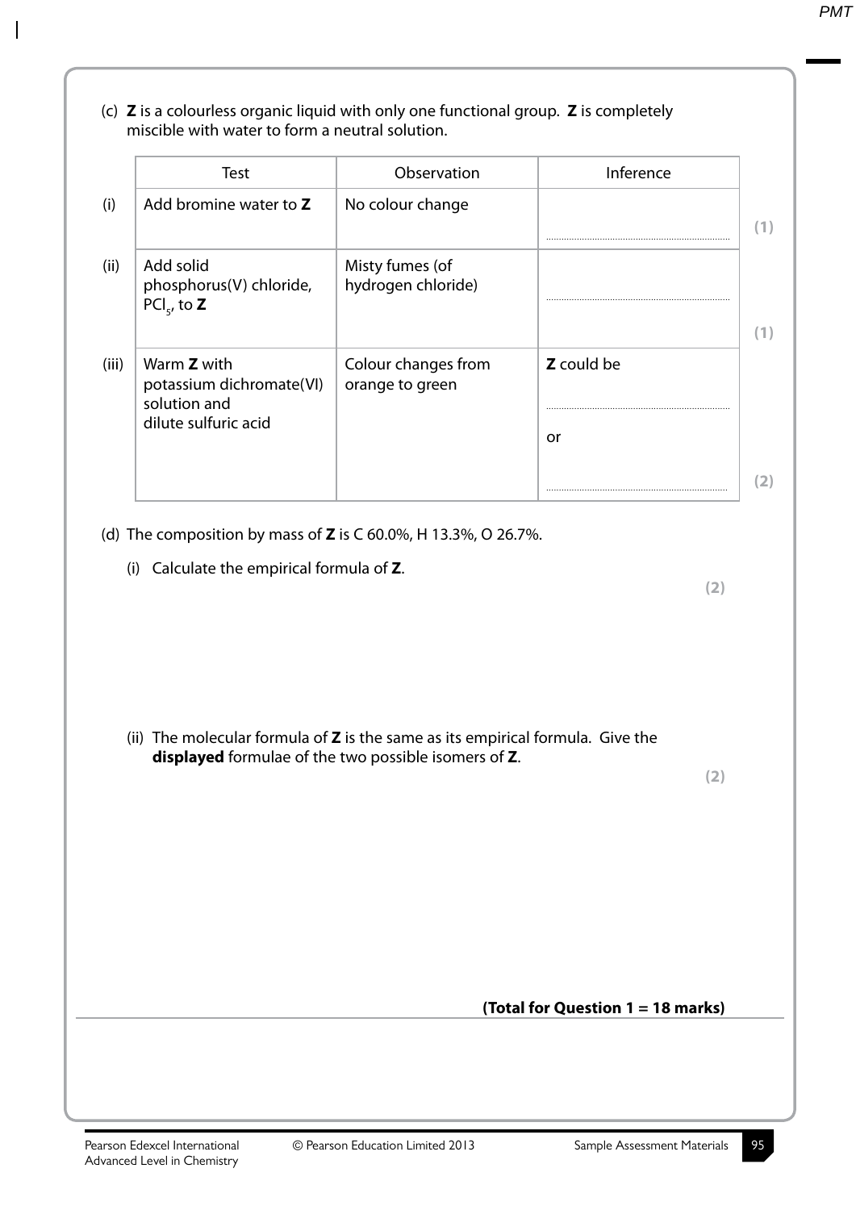(c) **Z** is a colourless organic liquid with only one functional group. **Z** is completely miscible with water to form a neutral solution.

| | Test | Observation | Inference | |
|---|---|---|---|---|
| (i) | Add bromine water to **Z** | No colour change | ........................................ | **(1)** |
| (ii) | Add solid phosphorus(V) chloride, $PCl_5$, to **Z** | Misty fumes (of hydrogen chloride) | ........................................ | **(1)** |
| (iii) | Warm **Z** with potassium dichromate(VI) solution and dilute sulfuric acid | Colour changes from orange to green | **Z** could be ........................................ or ........................................ | **(2)** |

(d) The composition by mass of **Z** is C 60.0%, H 13.3%, O 26.7%.

(i) Calculate the empirical formula of **Z**.

**(2)**

(ii) The molecular formula of **Z** is the same as its empirical formula. Give the **displayed** formulae of the two possible isomers of **Z**.

**(2)**

**(Total for Question 1 = 18 marks)**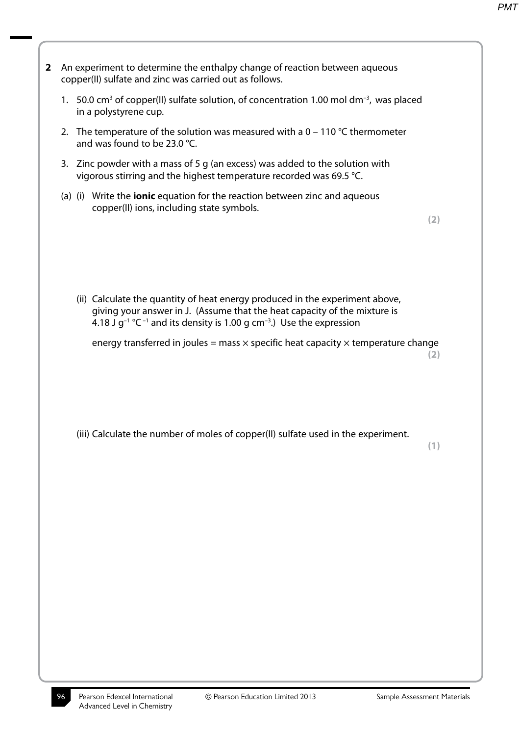**2** An experiment to determine the enthalpy change of reaction between aqueous copper(II) sulfate and zinc was carried out as follows.

1. 50.0 $cm^3$ of copper(II) sulfate solution, of concentration 1.00 mol $dm^{-3}$, was placed in a polystyrene cup.
2. The temperature of the solution was measured with a 0 – 110 °C thermometer and was found to be 23.0 °C.
3. Zinc powder with a mass of 5 g (an excess) was added to the solution with vigorous stirring and the highest temperature recorded was 69.5 °C.

(a) (i) Write the **ionic** equation for the reaction between zinc and aqueous copper(II) ions, including state symbols.

**(2)**

(ii) Calculate the quantity of heat energy produced in the experiment above, giving your answer in J. (Assume that the heat capacity of the mixture is 4.18 J $g^{-1}$ °$C^{-1}$ and its density is 1.00 g $cm^{-3}$.) Use the expression

energy transferred in joules = mass × specific heat capacity × temperature change

**(2)**

(iii) Calculate the number of moles of copper(II) sulfate used in the experiment.

**(1)**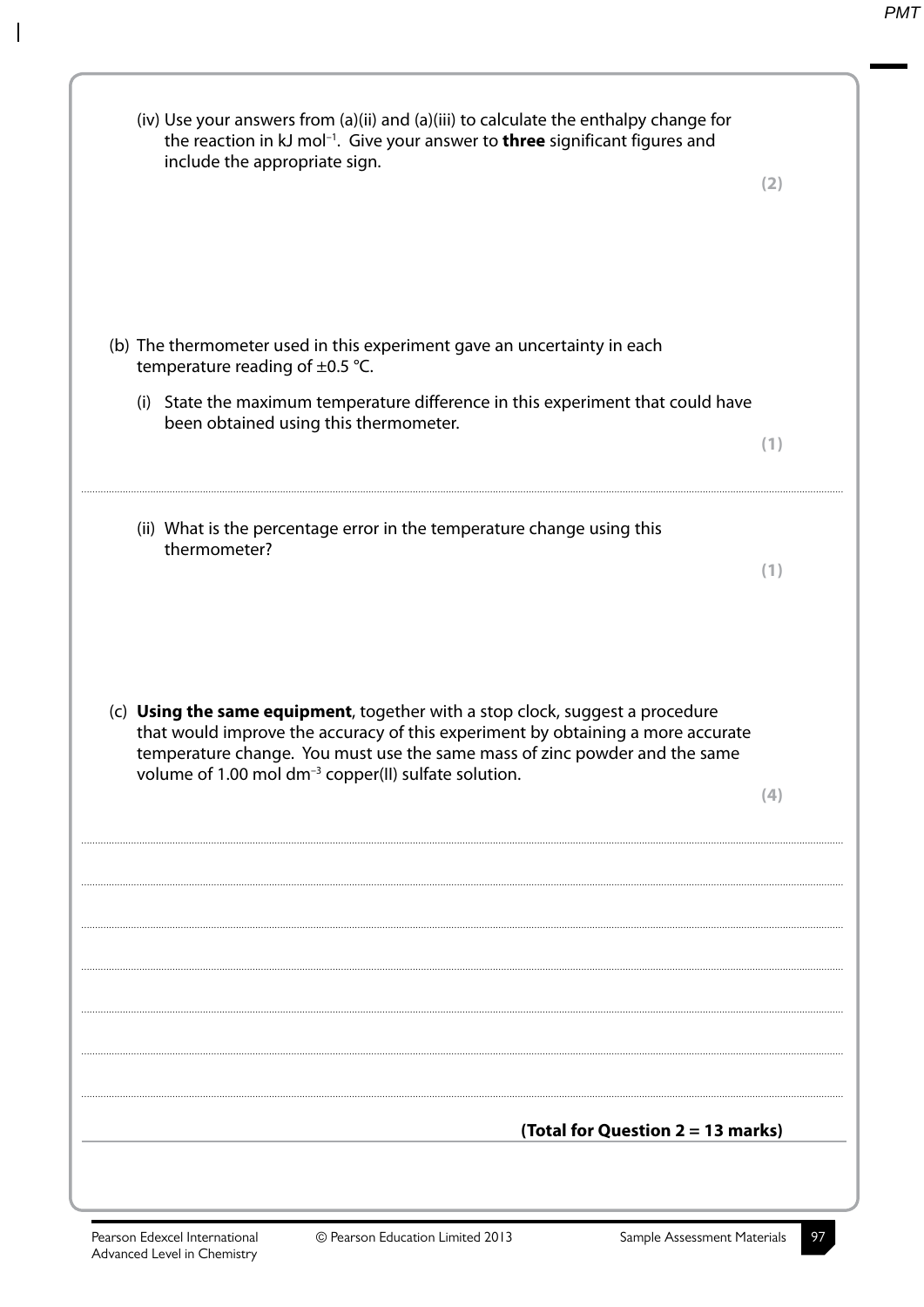(iv) Use your answers from (a)(ii) and (a)(iii) to calculate the enthalpy change for the reaction in kJ $mol^{-1}$. Give your answer to **three** significant figures and include the appropriate sign.

**(2)**

(b) The thermometer used in this experiment gave an uncertainty in each temperature reading of ±0.5 °C.

(i) State the maximum temperature difference in this experiment that could have been obtained using this thermometer.

**(1)**

(ii) What is the percentage error in the temperature change using this thermometer?

**(1)**

(c) **Using the same equipment**, together with a stop clock, suggest a procedure that would improve the accuracy of this experiment by obtaining a more accurate temperature change. You must use the same mass of zinc powder and the same volume of 1.00 mol $dm^{-3}$ copper(II) sulfate solution.

**(4)**

**(Total for Question 2 = 13 marks)**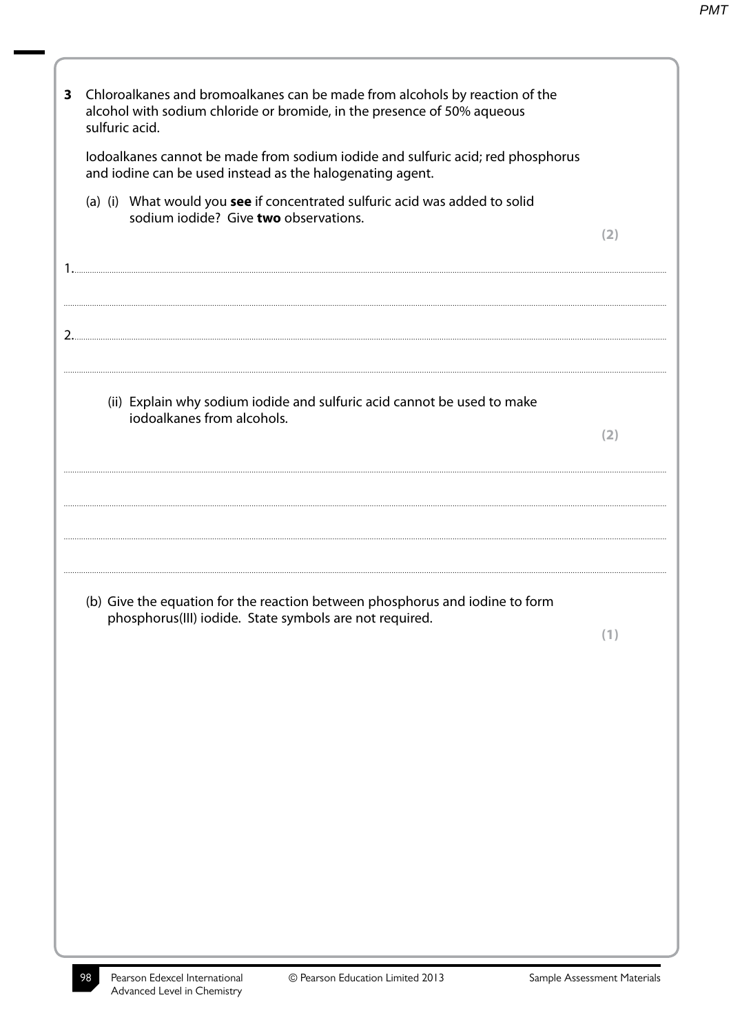**3** Chloroalkanes and bromoalkanes can be made from alcohols by reaction of the alcohol with sodium chloride or bromide, in the presence of 50% aqueous sulfuric acid.

Iodoalkanes cannot be made from sodium iodide and sulfuric acid; red phosphorus and iodine can be used instead as the halogenating agent.

(a) (i) What would you **see** if concentrated sulfuric acid was added to solid sodium iodide? Give **two** observations. **(2)**

1. ....................................................................................................................................

....................................................................................................................................

2. ....................................................................................................................................

....................................................................................................................................

(ii) Explain why sodium iodide and sulfuric acid cannot be used to make iodoalkanes from alcohols. **(2)**

....................................................................................................................................

....................................................................................................................................

....................................................................................................................................

....................................................................................................................................

(b) Give the equation for the reaction between phosphorus and iodine to form phosphorus(III) iodide. State symbols are not required. **(1)**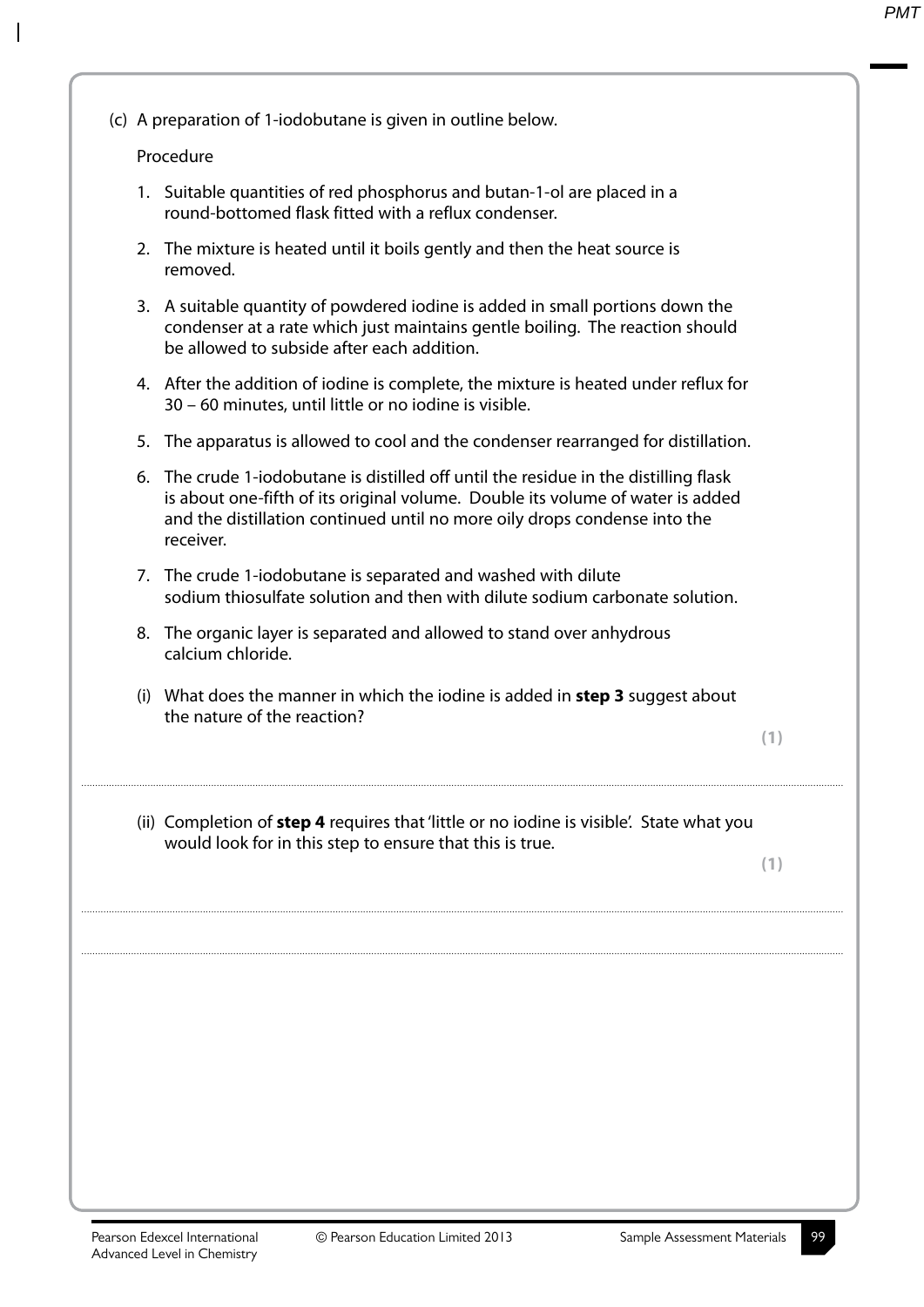(c) A preparation of 1-iodobutane is given in outline below.

Procedure

1. Suitable quantities of red phosphorus and butan-1-ol are placed in a round-bottomed flask fitted with a reflux condenser.
2. The mixture is heated until it boils gently and then the heat source is removed.
3. A suitable quantity of powdered iodine is added in small portions down the condenser at a rate which just maintains gentle boiling. The reaction should be allowed to subside after each addition.
4. After the addition of iodine is complete, the mixture is heated under reflux for 30 – 60 minutes, until little or no iodine is visible.
5. The apparatus is allowed to cool and the condenser rearranged for distillation.
6. The crude 1-iodobutane is distilled off until the residue in the distilling flask is about one-fifth of its original volume. Double its volume of water is added and the distillation continued until no more oily drops condense into the receiver.
7. The crude 1-iodobutane is separated and washed with dilute sodium thiosulfate solution and then with dilute sodium carbonate solution.
8. The organic layer is separated and allowed to stand over anhydrous calcium chloride.

(i) What does the manner in which the iodine is added in **step 3** suggest about the nature of the reaction?

**(1)**

....................................................................................................................................................

(ii) Completion of **step 4** requires that 'little or no iodine is visible'. State what you would look for in this step to ensure that this is true.

**(1)**

....................................................................................................................................................

....................................................................................................................................................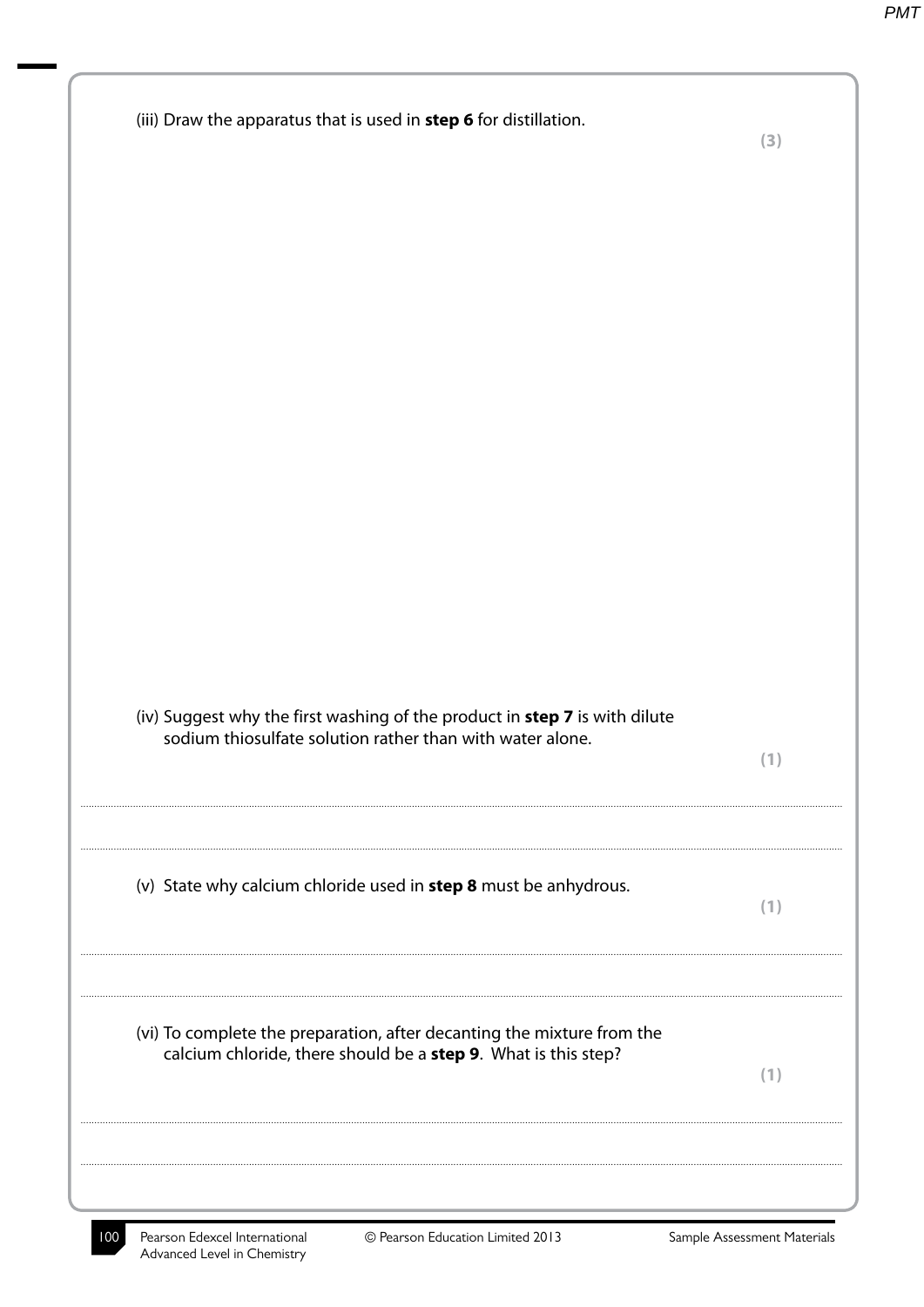(iii) Draw the apparatus that is used in **step 6** for distillation.

**(3)**

(iv) Suggest why the first washing of the product in **step 7** is with dilute sodium thiosulfate solution rather than with water alone.

**(1)**

(v) State why calcium chloride used in **step 8** must be anhydrous.

**(1)**

(vi) To complete the preparation, after decanting the mixture from the calcium chloride, there should be a **step 9**. What is this step?

**(1)**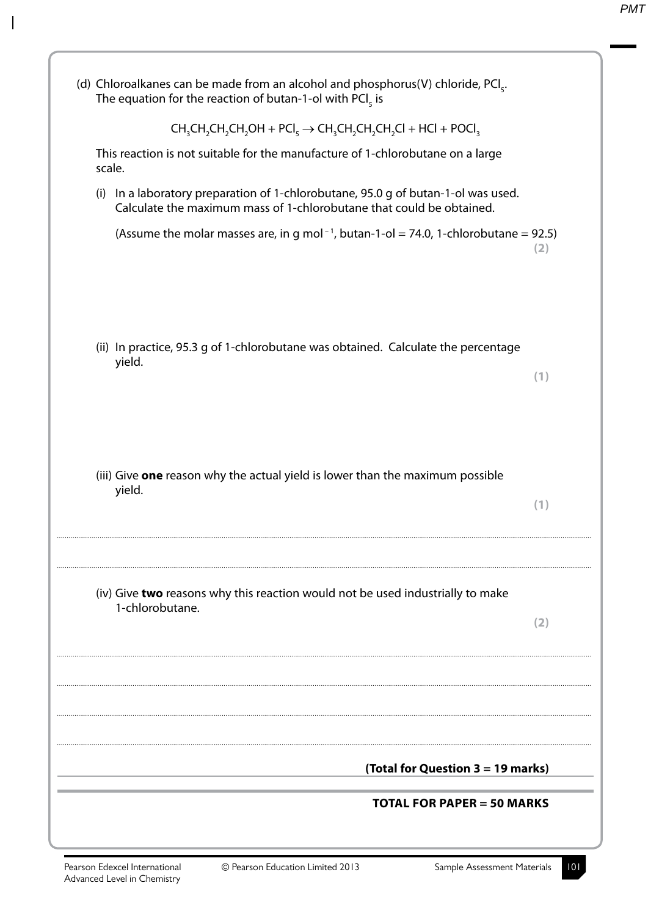(d) Chloroalkanes can be made from an alcohol and phosphorus(V) chloride, $PCl_5$. The equation for the reaction of butan-1-ol with $PCl_5$ is

$$CH_3CH_2CH_2CH_2OH + PCl_5 \rightarrow CH_3CH_2CH_2CH_2Cl + HCl + POCl_3$$

This reaction is not suitable for the manufacture of 1-chlorobutane on a large scale.

(i) In a laboratory preparation of 1-chlorobutane, 95.0 g of butan-1-ol was used. Calculate the maximum mass of 1-chlorobutane that could be obtained.

(Assume the molar masses are, in g mol$^{-1}$, butan-1-ol = 74.0, 1-chlorobutane = 92.5)

**(2)**

(ii) In practice, 95.3 g of 1-chlorobutane was obtained. Calculate the percentage yield.

**(1)**

(iii) Give **one** reason why the actual yield is lower than the maximum possible yield.

**(1)**

....................................................................................................................................................

....................................................................................................................................................

(iv) Give **two** reasons why this reaction would not be used industrially to make 1-chlorobutane.

**(2)**

....................................................................................................................................................

....................................................................................................................................................

....................................................................................................................................................

....................................................................................................................................................

**(Total for Question 3 = 19 marks)**

**TOTAL FOR PAPER = 50 MARKS**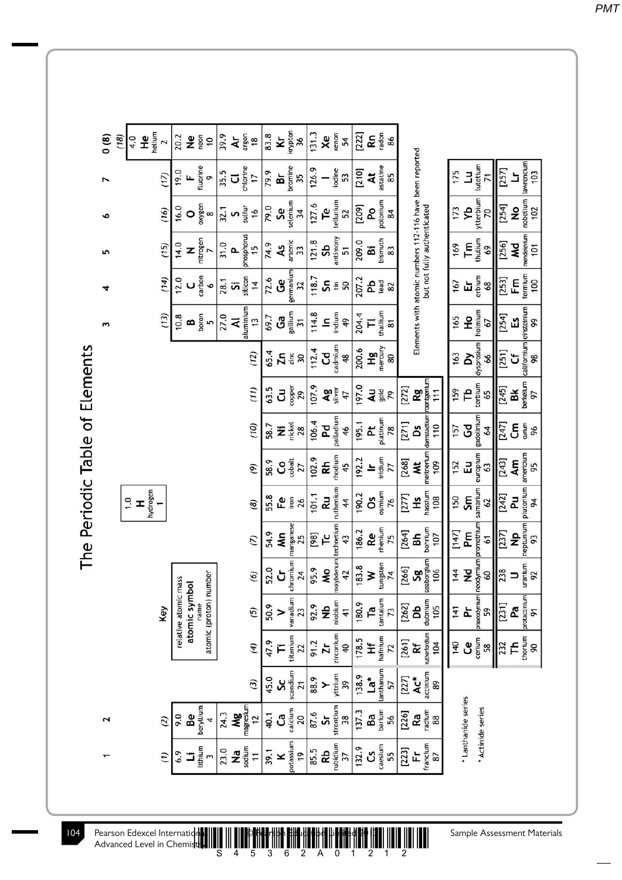# The Periodic Table of Elements

Key: relative atomic mass / **atomic symbol** / name / atomic (proton) number

| 1 (1) | 2 (2) | (3) | (4) | (5) | (6) | (7) | (8) | (9) | (10) | (11) | (12) | 3 (13) | 4 (14) | 5 (15) | 6 (16) | 7 (17) | 0 (8) (18) |
|---|---|---|---|---|---|---|---|---|---|---|---|---|---|---|---|---|---|
| 1.0 **H** hydrogen 1 | | | | | | | | | | | | | | | | | 4.0 **He** helium 2 |
| 6.9 **Li** lithium 3 | 9.0 **Be** beryllium 4 | | | | | | | | | | | 10.8 **B** boron 5 | 12.0 **C** carbon 6 | 14.0 **N** nitrogen 7 | 16.0 **O** oxygen 8 | 19.0 **F** fluorine 9 | 20.2 **Ne** neon 10 |
| 23.0 **Na** sodium 11 | 24.3 **Mg** magnesium 12 | | | | | | | | | | | 27.0 **Al** aluminium 13 | 28.1 **Si** silicon 14 | 31.0 **P** phosphorus 15 | 32.1 **S** sulfur 16 | 35.5 **Cl** chlorine 17 | 39.9 **Ar** argon 18 |
| 39.1 **K** potassium 19 | 40.1 **Ca** calcium 20 | 45.0 **Sc** scandium 21 | 47.9 **Ti** titanium 22 | 50.9 **V** vanadium 23 | 52.0 **Cr** chromium 24 | 54.9 **Mn** manganese 25 | 55.8 **Fe** iron 26 | 58.9 **Co** cobalt 27 | 58.7 **Ni** nickel 28 | 63.5 **Cu** copper 29 | 65.4 **Zn** zinc 30 | 69.7 **Ga** gallium 31 | 72.6 **Ge** germanium 32 | 74.9 **As** arsenic 33 | 79.0 **Se** selenium 34 | 79.9 **Br** bromine 35 | 83.8 **Kr** krypton 36 |
| 85.5 **Rb** rubidium 37 | 87.6 **Sr** strontium 38 | 88.9 **Y** yttrium 39 | 91.2 **Zr** zirconium 40 | 92.9 **Nb** niobium 41 | 95.9 **Mo** molybdenum 42 | [98] **Tc** technetium 43 | 101.1 **Ru** ruthenium 44 | 102.9 **Rh** rhodium 45 | 106.4 **Pd** palladium 46 | 107.9 **Ag** silver 47 | 112.4 **Cd** cadmium 48 | 114.8 **In** indium 49 | 118.7 **Sn** tin 50 | 121.8 **Sb** antimony 51 | 127.6 **Te** tellurium 52 | 126.9 **I** iodine 53 | 131.3 **Xe** xenon 54 |
| 132.9 **Cs** caesium 55 | 137.3 **Ba** barium 56 | 138.9 **La*** lanthanum 57 | 178.5 **Hf** hafnium 72 | 180.9 **Ta** tantalum 73 | 183.8 **W** tungsten 74 | 186.2 **Re** rhenium 75 | 190.2 **Os** osmium 76 | 192.2 **Ir** iridium 77 | 195.1 **Pt** platinum 78 | 197.0 **Au** gold 79 | 200.6 **Hg** mercury 80 | 204.4 **Tl** thallium 81 | 207.2 **Pb** lead 82 | 209.0 **Bi** bismuth 83 | [209] **Po** polonium 84 | [210] **At** astatine 85 | [222] **Rn** radon 86 |
| [223] **Fr** francium 87 | [226] **Ra** radium 88 | [227] **Ac*** actinium 89 | [261] **Rf** rutherfordium 104 | [262] **Db** dubnium 105 | [266] **Sg** seaborgium 106 | [264] **Bh** bohrium 107 | [277] **Hs** hassium 108 | [268] **Mt** meitnerium 109 | [271] **Ds** darmstadtium 110 | [272] **Rg** roentgenium 111 | | | | | | | |

Elements with atomic numbers 112-116 have been reported but not fully authenticated

| | | | | | | | | | | | | | | |
|---|---|---|---|---|---|---|---|---|---|---|---|---|---|---|
| * Lanthanide series | 140 **Ce** cerium 58 | 141 **Pr** praseodymium 59 | 144 **Nd** neodymium 60 | [147] **Pm** promethium 61 | 150 **Sm** samarium 62 | 152 **Eu** europium 63 | 157 **Gd** gadolinium 64 | 159 **Tb** terbium 65 | 163 **Dy** dysprosium 66 | 165 **Ho** holmium 67 | 167 **Er** erbium 68 | 169 **Tm** thulium 69 | 173 **Yb** ytterbium 70 | 175 **Lu** lutetium 71 |
| * Actinide series | 232 **Th** thorium 90 | [231] **Pa** protactinium 91 | 238 **U** uranium 92 | [237] **Np** neptunium 93 | [242] **Pu** plutonium 94 | [243] **Am** americium 95 | [247] **Cm** curium 96 | [245] **Bk** berkelium 97 | [251] **Cf** californium 98 | [254] **Es** einsteinium 99 | [253] **Fm** fermium 100 | [256] **Md** mendelevium 101 | [254] **No** nobelium 102 | [257] **Lr** lawrencium 103 |